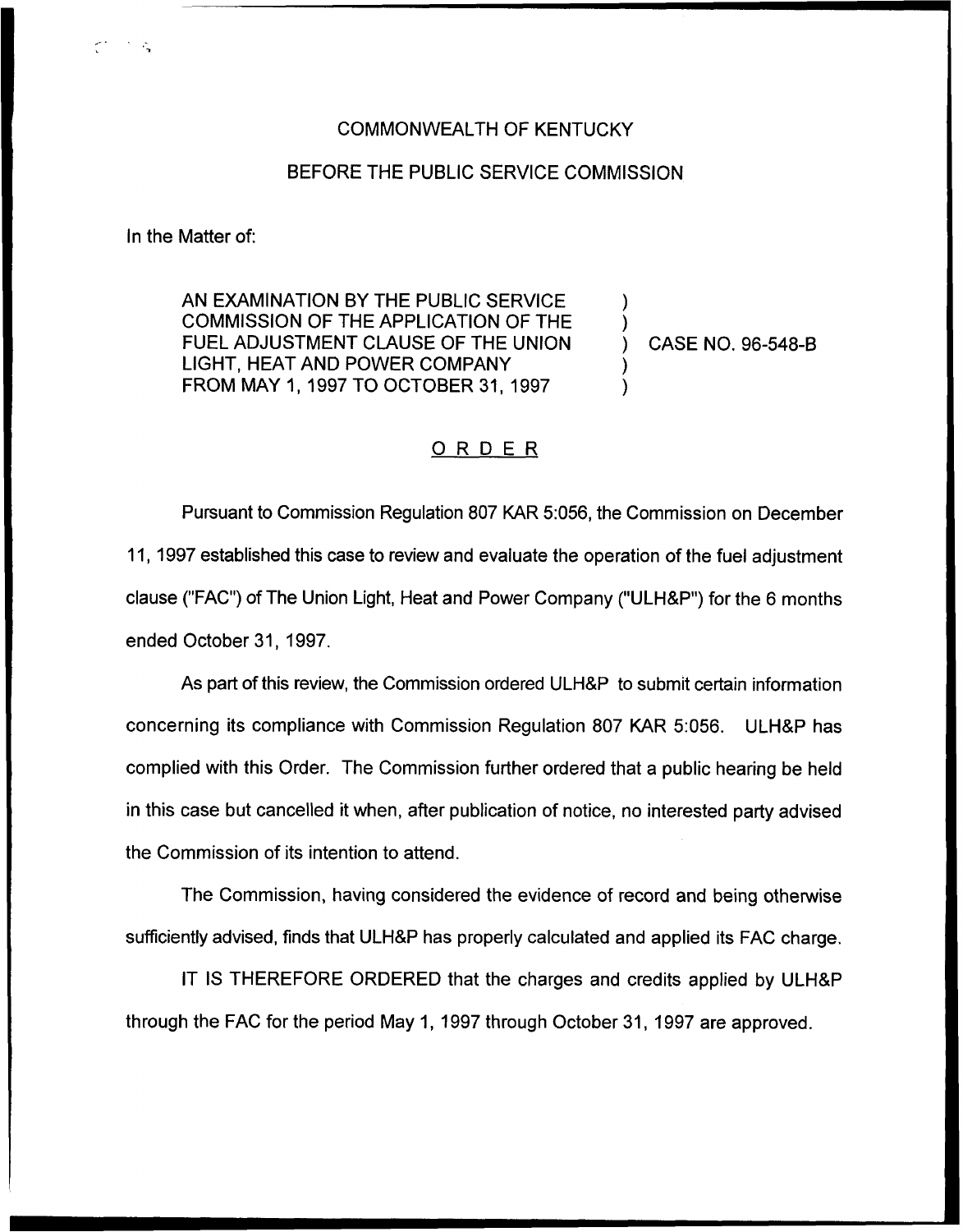COMMONWEALTH OF KENTUCKY

BEFORE THE PUBLIC SERVICE COMMISSION

In the Matter of:

AN EXAMINATION BY THE PUBLIC SERVICE COMMISSION OF THE APPLICATION OF THE FUEL ADJUSTMENT CLAUSE OF THE UNION LIGHT, HEAT AND POWER COMPANY FROM MAY 1, 1997 TO OCTOBER 31, 1997 ) CASE NO. 96-548-B

## ORDER

Pursuant to Commission Regulation 807 KAR 5:056, the Commission on December 11, 1997 established this case to review and evaluate the operation of the fuel adjustment clause ("FAC") of The Union Light, Heat and Power Company ("ULH&P") for the 6 months ended October 31, 1997.

As part of this review, the Commission ordered ULH&P to submit certain information concerning its compliance with Commission Regulation 807 KAR 5:056. ULH&P has complied with this Order. The Commission further ordered that a public hearing be held in this case but cancelled it when, after publication of notice, no interested party advised the Commission of its intention to attend.

The Commission, having considered the evidence of record and being otherwise sufficiently advised, finds that ULH&P has properly calculated and applied its FAC charge.

IT IS THEREFORE ORDERED that the charges and credits applied by ULH&P through the FAC for the period May 1, 1997 through October 31, 1997 are approved.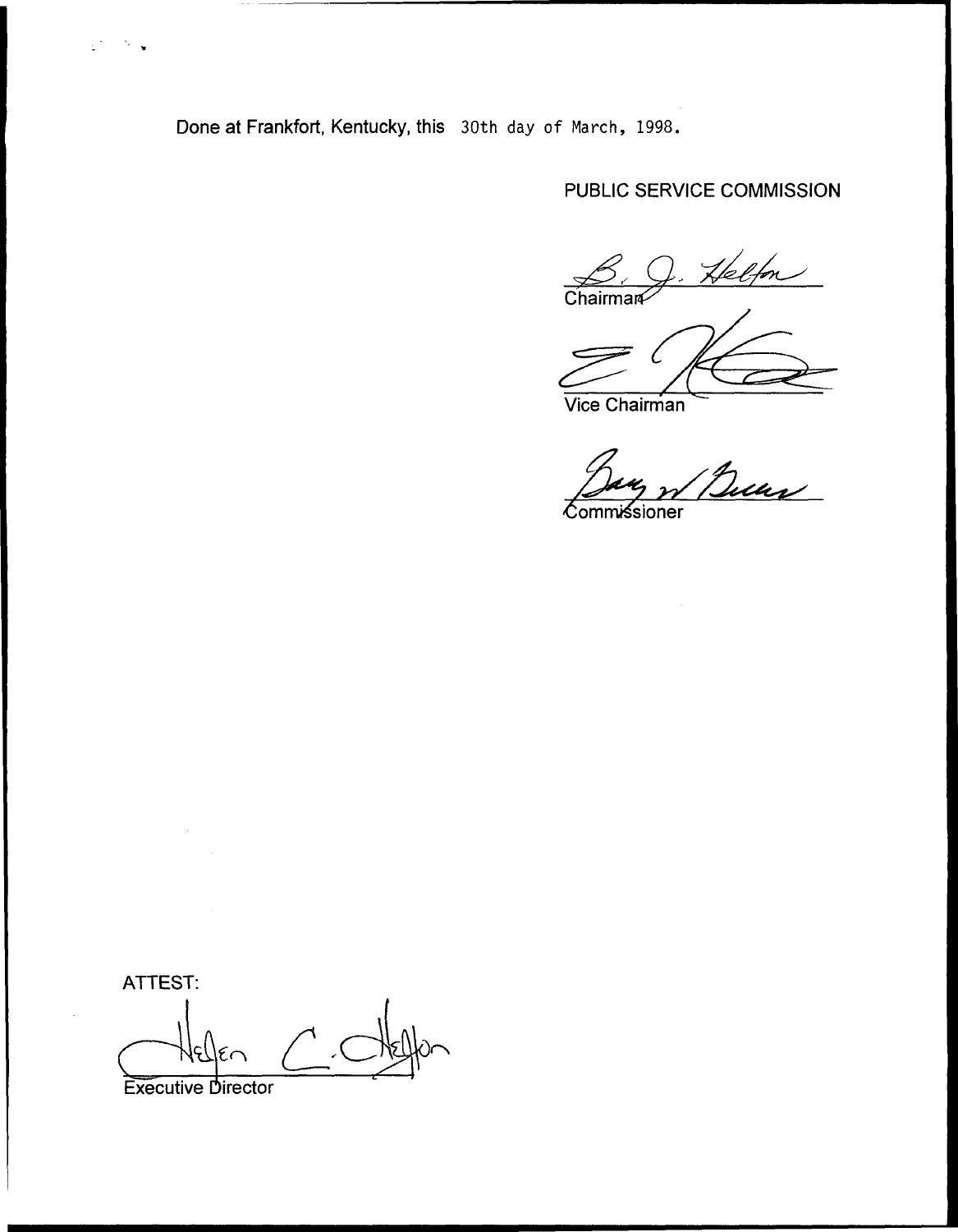Done at Frankfort, Kentucky, this 30th day of March, 1998.

PUBLIC SERVICE COMMISSION

Chairman

Vice Chairman

Commissioner

ATTEST:

Executive Director